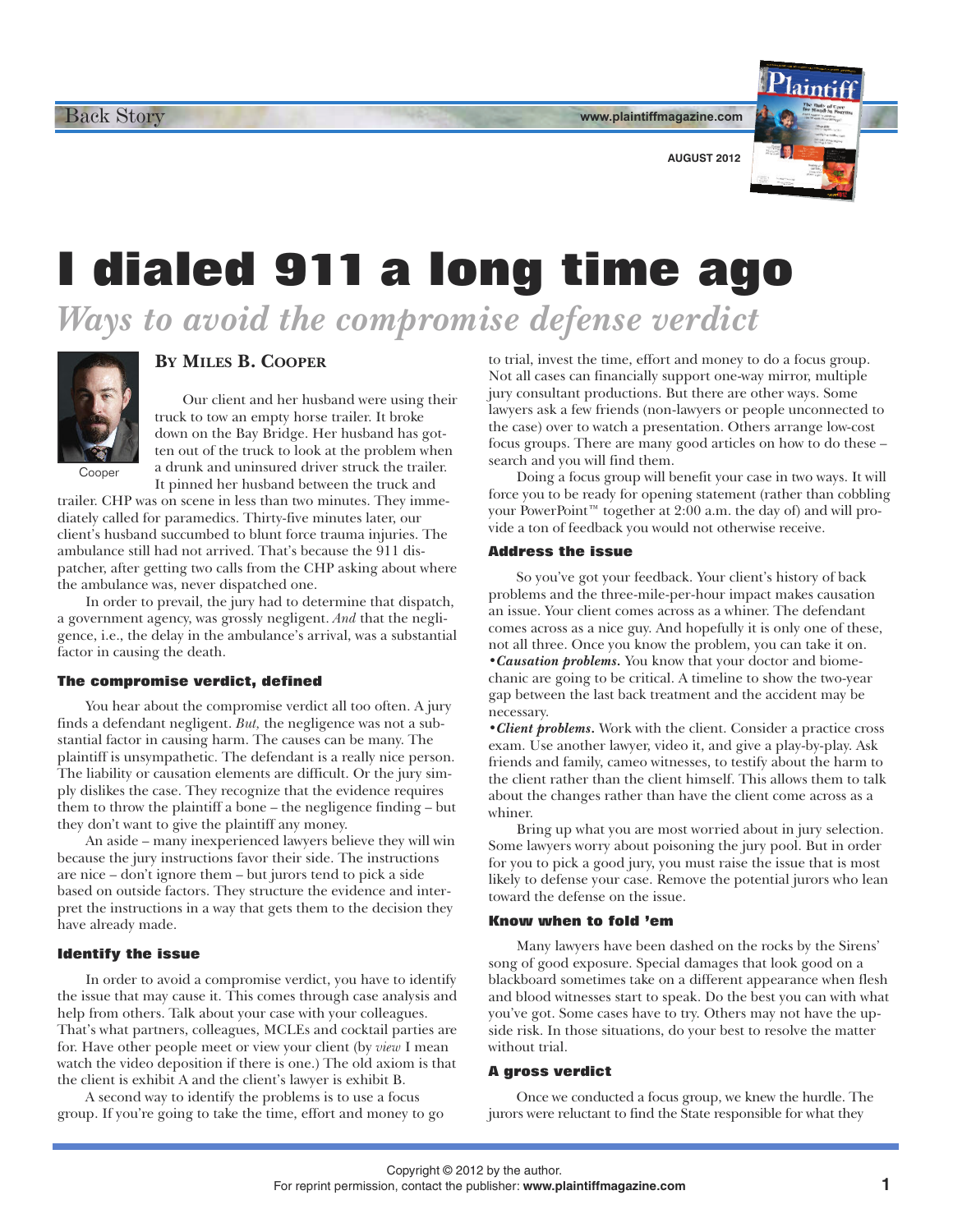# I dialed 911 a long time ago

## *Ways to avoid the compromise defense verdict*

**By Miles B. Cooper**

Cooper

Our client and her husband were using their truck to tow an empty horse trailer. It broke down on the Bay Bridge. Her husband has gotten out of the truck to look at the problem when a drunk and uninsured driver struck the trailer. It pinned her husband between the truck and trailer. CHP was on scene in less than two minutes. They immediately called for paramedics. Thirty-five minutes later, our client's husband succumbed to blunt force trauma injuries. The ambulance still had not arrived. That's because the 911 dispatcher, after getting two calls from the CHP asking about where the ambulance was, never dispatched one.

In order to prevail, the jury had to determine that dispatch, a government agency, was grossly negligent. *And* that the negligence, i.e., the delay in the ambulance's arrival, was a substantial factor in causing the death.

### The compromise verdict, defined

You hear about the compromise verdict all too often. A jury finds a defendant negligent. *But,* the negligence was not a substantial factor in causing harm. The causes can be many. The plaintiff is unsympathetic. The defendant is a really nice person. The liability or causation elements are difficult. Or the jury simply dislikes the case. They recognize that the evidence requires them to throw the plaintiff a bone – the negligence finding – but they don't want to give the plaintiff any money.

An aside – many inexperienced lawyers believe they will win because the jury instructions favor their side. The instructions are nice – don't ignore them – but jurors tend to pick a side based on outside factors. They structure the evidence and interpret the instructions in a way that gets them to the decision they have already made.

### Identify the issue

In order to avoid a compromise verdict, you have to identify the issue that may cause it. This comes through case analysis and help from others. Talk about your case with your colleagues. That's what partners, colleagues, MCLEs and cocktail parties are for. Have other people meet or view your client (by *view* I mean watch the video deposition if there is one.) The old axiom is that the client is exhibit A and the client's lawyer is exhibit B.

A second way to identify the problems is to use a focus group. If you're going to take the time, effort and money to go to trial, invest the time, effort and money to do a focus group. Not all cases can financially support one-way mirror, multiple jury consultant productions. But there are other ways. Some lawyers ask a few friends (non-lawyers or people unconnected to the case) over to watch a presentation. Others arrange low-cost focus groups. There are many good articles on how to do these – search and you will find them.

Doing a focus group will benefit your case in two ways. It will force you to be ready for opening statement (rather than cobbling your PowerPoint™ together at 2:00 a.m. the day of) and will provide a ton of feedback you would not otherwise receive.

### Address the issue

So you've got your feedback. Your client's history of back problems and the three-mile-per-hour impact makes causation an issue. Your client comes across as a whiner. The defendant comes across as a nice guy. And hopefully it is only one of these, not all three. Once you know the problem, you can take it on.

• ***Causation problems.*** You know that your doctor and biomechanic are going to be critical. A timeline to show the two-year gap between the last back treatment and the accident may be necessary.

• ***Client problems.*** Work with the client. Consider a practice cross exam. Use another lawyer, video it, and give a play-by-play. Ask friends and family, cameo witnesses, to testify about the harm to the client rather than the client himself. This allows them to talk about the changes rather than have the client come across as a whiner.

Bring up what you are most worried about in jury selection. Some lawyers worry about poisoning the jury pool. But in order for you to pick a good jury, you must raise the issue that is most likely to defense your case. Remove the potential jurors who lean toward the defense on the issue.

### Know when to fold 'em

Many lawyers have been dashed on the rocks by the Sirens' song of good exposure. Special damages that look good on a blackboard sometimes take on a different appearance when flesh and blood witnesses start to speak. Do the best you can with what you've got. Some cases have to try. Others may not have the upside risk. In those situations, do your best to resolve the matter without trial.

### A gross verdict

Once we conducted a focus group, we knew the hurdle. The jurors were reluctant to find the State responsible for what they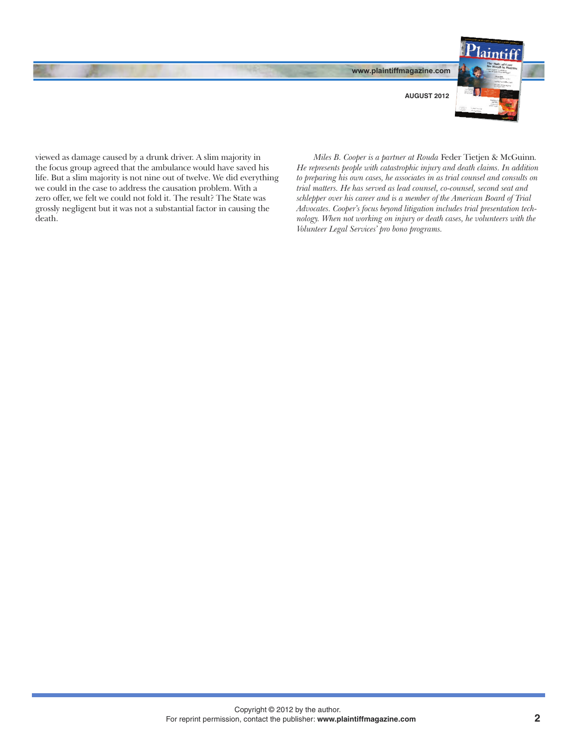viewed as damage caused by a drunk driver. A slim majority in the focus group agreed that the ambulance would have saved his life. But a slim majority is not nine out of twelve. We did everything we could in the case to address the causation problem. With a zero offer, we felt we could not fold it. The result? The State was grossly negligent but it was not a substantial factor in causing the death.

*Miles B. Cooper is a partner at Rouda* Feder Tietjen & McGuinn*. He represents people with catastrophic injury and death claims. In addition to preparing his own cases, he associates in as trial counsel and consults on trial matters. He has served as lead counsel, co-counsel, second seat and schlepper over his career and is a member of the American Board of Trial Advocates. Cooper's focus beyond litigation includes trial presentation technology. When not working on injury or death cases, he volunteers with the Volunteer Legal Services' pro bono programs.*

Copyright © 2012 by the author.
For reprint permission, contact the publisher: **www.plaintiffmagazine.com**